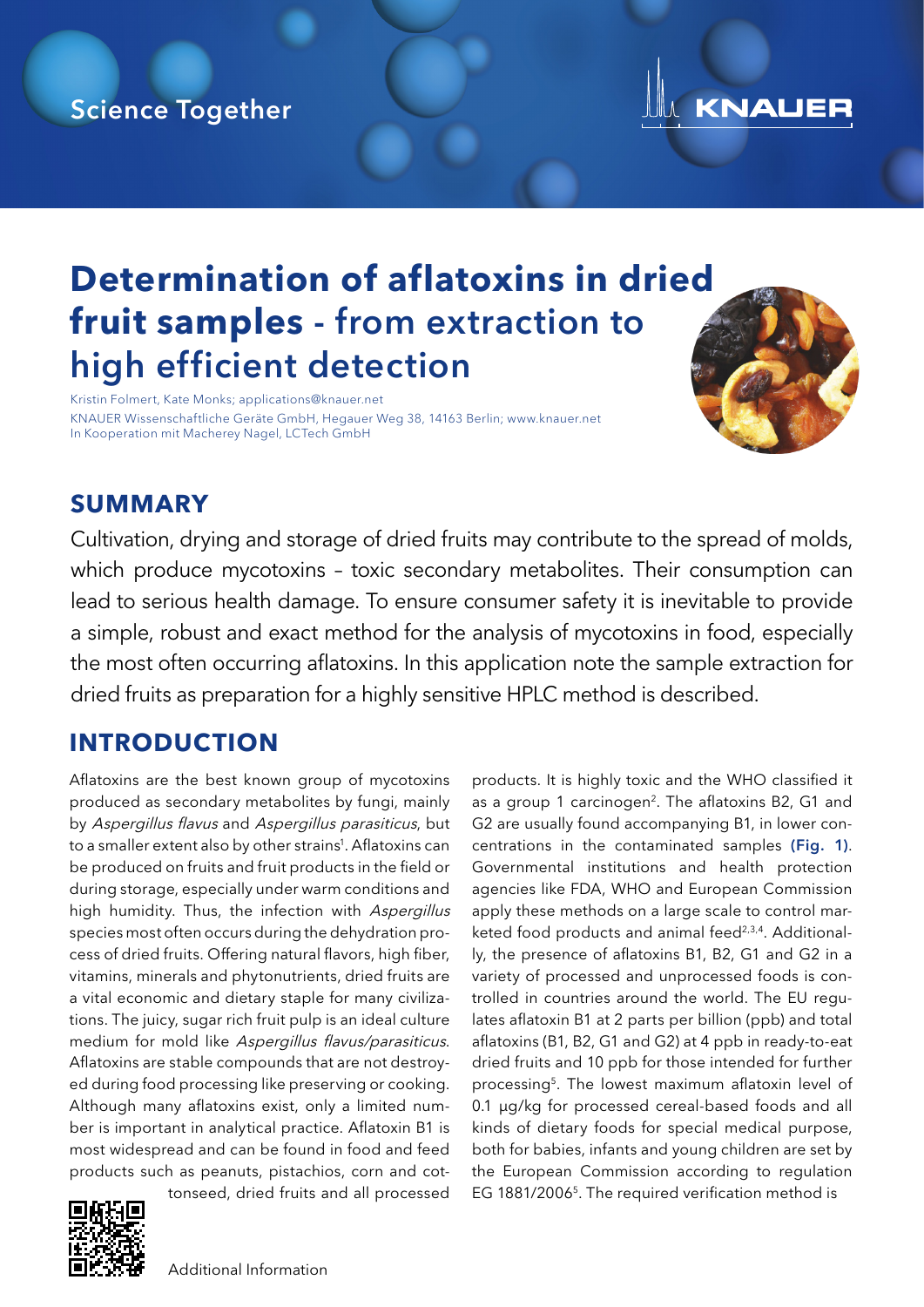Science Together

KNAUER

# Determination of aflatoxins in dried fruit samples - from extraction to high efficient detection

Kristin Folmert, Kate Monks; applications@knauer.net
KNAUER Wissenschaftliche Geräte GmbH, Hegauer Weg 38, 14163 Berlin; www.knauer.net
In Kooperation mit Macherey Nagel, LCTech GmbH

## SUMMARY

Cultivation, drying and storage of dried fruits may contribute to the spread of molds, which produce mycotoxins – toxic secondary metabolites. Their consumption can lead to serious health damage. To ensure consumer safety it is inevitable to provide a simple, robust and exact method for the analysis of mycotoxins in food, especially the most often occurring aflatoxins. In this application note the sample extraction for dried fruits as preparation for a highly sensitive HPLC method is described.

## INTRODUCTION

Aflatoxins are the best known group of mycotoxins produced as secondary metabolites by fungi, mainly by *Aspergillus flavus* and *Aspergillus parasiticus*, but to a smaller extent also by other strains[1]. Aflatoxins can be produced on fruits and fruit products in the field or during storage, especially under warm conditions and high humidity. Thus, the infection with *Aspergillus* species most often occurs during the dehydration process of dried fruits. Offering natural flavors, high fiber, vitamins, minerals and phytonutrients, dried fruits are a vital economic and dietary staple for many civilizations. The juicy, sugar rich fruit pulp is an ideal culture medium for mold like *Aspergillus flavus/parasiticus*. Aflatoxins are stable compounds that are not destroyed during food processing like preserving or cooking. Although many aflatoxins exist, only a limited number is important in analytical practice. Aflatoxin B1 is most widespread and can be found in food and feed products such as peanuts, pistachios, corn and cottonseed, dried fruits and all processed products. It is highly toxic and the WHO classified it as a group 1 carcinogen[2]. The aflatoxins B2, G1 and G2 are usually found accompanying B1, in lower concentrations in the contaminated samples **(Fig. 1)**. Governmental institutions and health protection agencies like FDA, WHO and European Commission apply these methods on a large scale to control marketed food products and animal feed[2,3,4]. Additionally, the presence of aflatoxins B1, B2, G1 and G2 in a variety of processed and unprocessed foods is controlled in countries around the world. The EU regulates aflatoxin B1 at 2 parts per billion (ppb) and total aflatoxins (B1, B2, G1 and G2) at 4 ppb in ready-to-eat dried fruits and 10 ppb for those intended for further processing[5]. The lowest maximum aflatoxin level of 0.1 µg/kg for processed cereal-based foods and all kinds of dietary foods for special medical purpose, both for babies, infants and young children are set by the European Commission according to regulation EG 1881/2006[5]. The required verification method is

Additional Information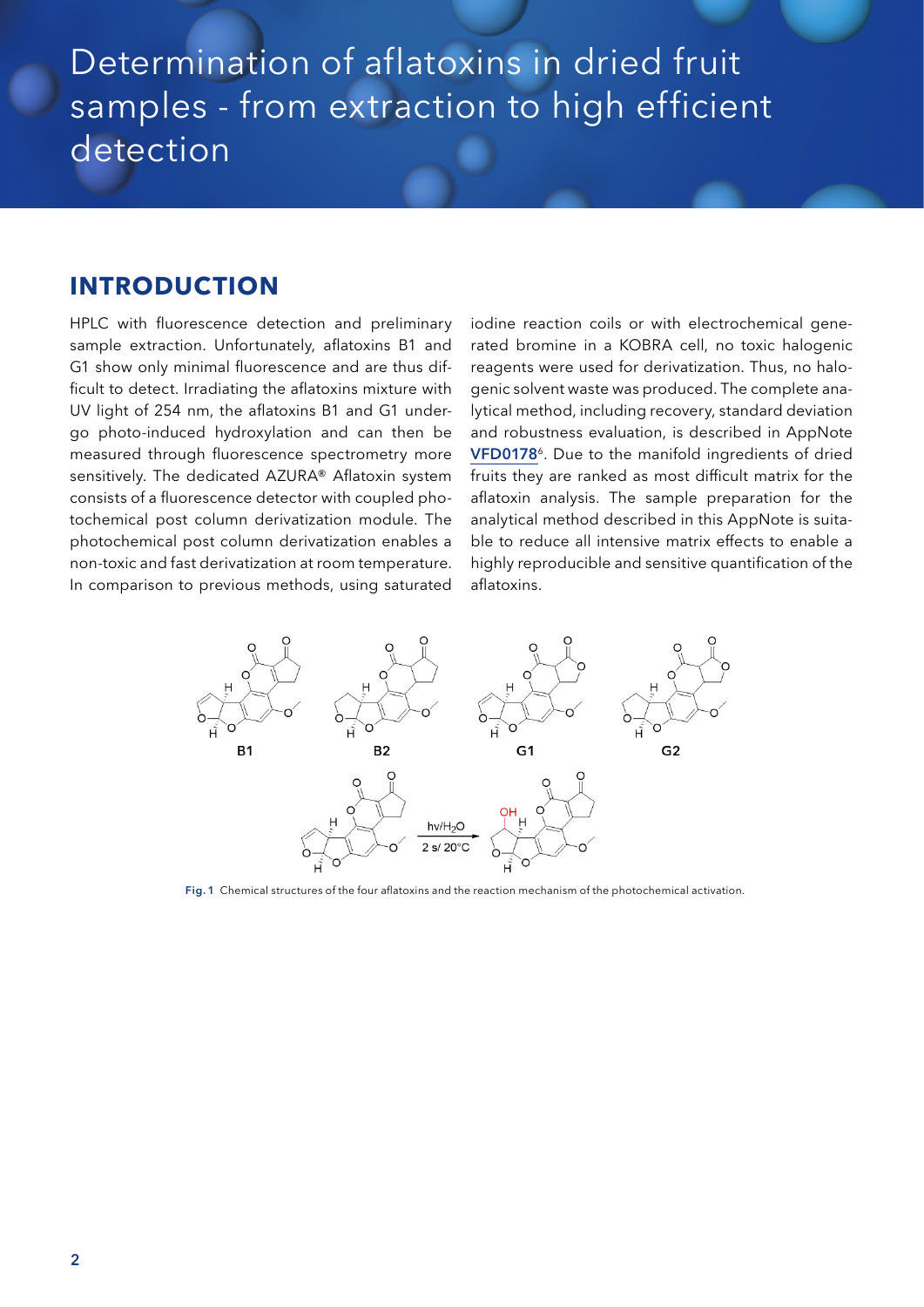# Determination of aflatoxins in dried fruit samples - from extraction to high efficient detection

## INTRODUCTION

HPLC with fluorescence detection and preliminary sample extraction. Unfortunately, aflatoxins B1 and G1 show only minimal fluorescence and are thus difficult to detect. Irradiating the aflatoxins mixture with UV light of 254 nm, the aflatoxins B1 and G1 undergo photo-induced hydroxylation and can then be measured through fluorescence spectrometry more sensitively. The dedicated AZURA® Aflatoxin system consists of a fluorescence detector with coupled photochemical post column derivatization module. The photochemical post column derivatization enables a non-toxic and fast derivatization at room temperature. In comparison to previous methods, using saturated iodine reaction coils or with electrochemical generated bromine in a KOBRA cell, no toxic halogenic reagents were used for derivatization. Thus, no halogenic solvent waste was produced. The complete analytical method, including recovery, standard deviation and robustness evaluation, is described in AppNote **VFD0178**[6]. Due to the manifold ingredients of dried fruits they are ranked as most difficult matrix for the aflatoxin analysis. The sample preparation for the analytical method described in this AppNote is suitable to reduce all intensive matrix effects to enable a highly reproducible and sensitive quantification of the aflatoxins.

**Fig. 1** Chemical structures of the four aflatoxins and the reaction mechanism of the photochemical activation.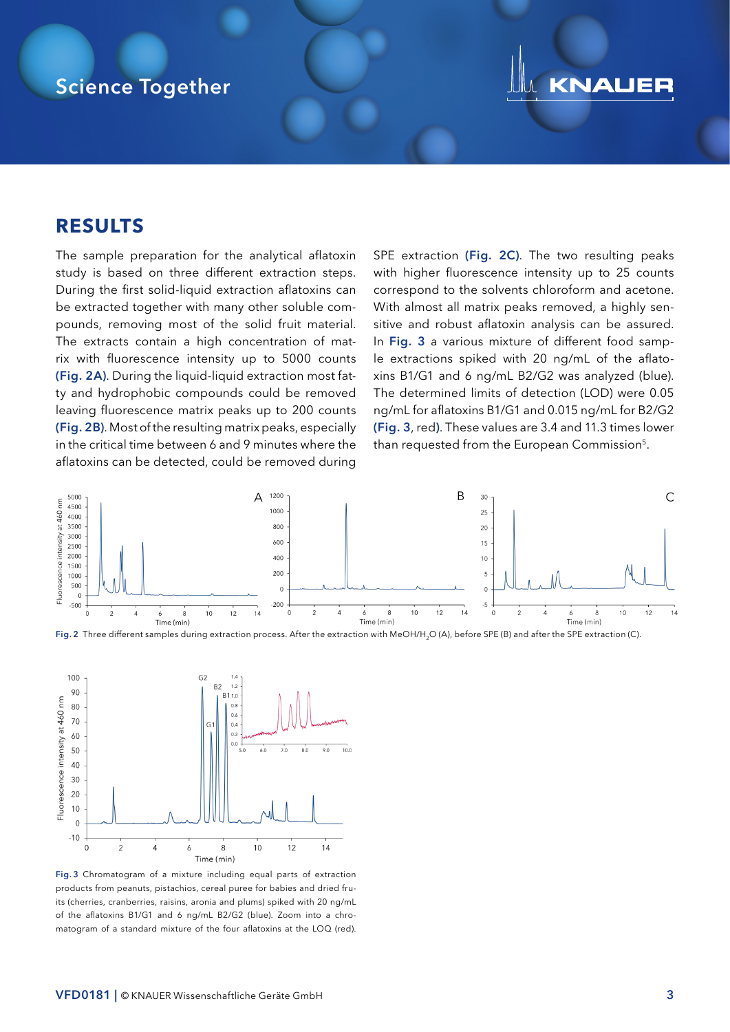## RESULTS

The sample preparation for the analytical aflatoxin study is based on three different extraction steps. During the first solid-liquid extraction aflatoxins can be extracted together with many other soluble compounds, removing most of the solid fruit material. The extracts contain a high concentration of matrix with fluorescence intensity up to 5000 counts (Fig. 2A). During the liquid-liquid extraction most fatty and hydrophobic compounds could be removed leaving fluorescence matrix peaks up to 200 counts (Fig. 2B). Most of the resulting matrix peaks, especially in the critical time between 6 and 9 minutes where the aflatoxins can be detected, could be removed during SPE extraction (Fig. 2C). The two resulting peaks with higher fluorescence intensity up to 25 counts correspond to the solvents chloroform and acetone. With almost all matrix peaks removed, a highly sensitive and robust aflatoxin analysis can be assured. In Fig. 3 a various mixture of different food sample extractions spiked with 20 ng/mL of the aflatoxins B1/G1 and 6 ng/mL B2/G2 was analyzed (blue). The determined limits of detection (LOD) were 0.05 ng/mL for aflatoxins B1/G1 and 0.015 ng/mL for B2/G2 (Fig. 3, red). These values are 3.4 and 11.3 times lower than requested from the European Commission[5].

Fig. 2 Three different samples during extraction process. After the extraction with $MeOH/H_2O$ (A), before SPE (B) and after the SPE extraction (C).

Fig. 3 Chromatogram of a mixture including equal parts of extraction products from peanuts, pistachios, cereal puree for babies and dried fruits (cherries, cranberries, raisins, aronia and plums) spiked with 20 ng/mL of the aflatoxins B1/G1 and 6 ng/mL B2/G2 (blue). Zoom into a chromatogram of a standard mixture of the four aflatoxins at the LOQ (red).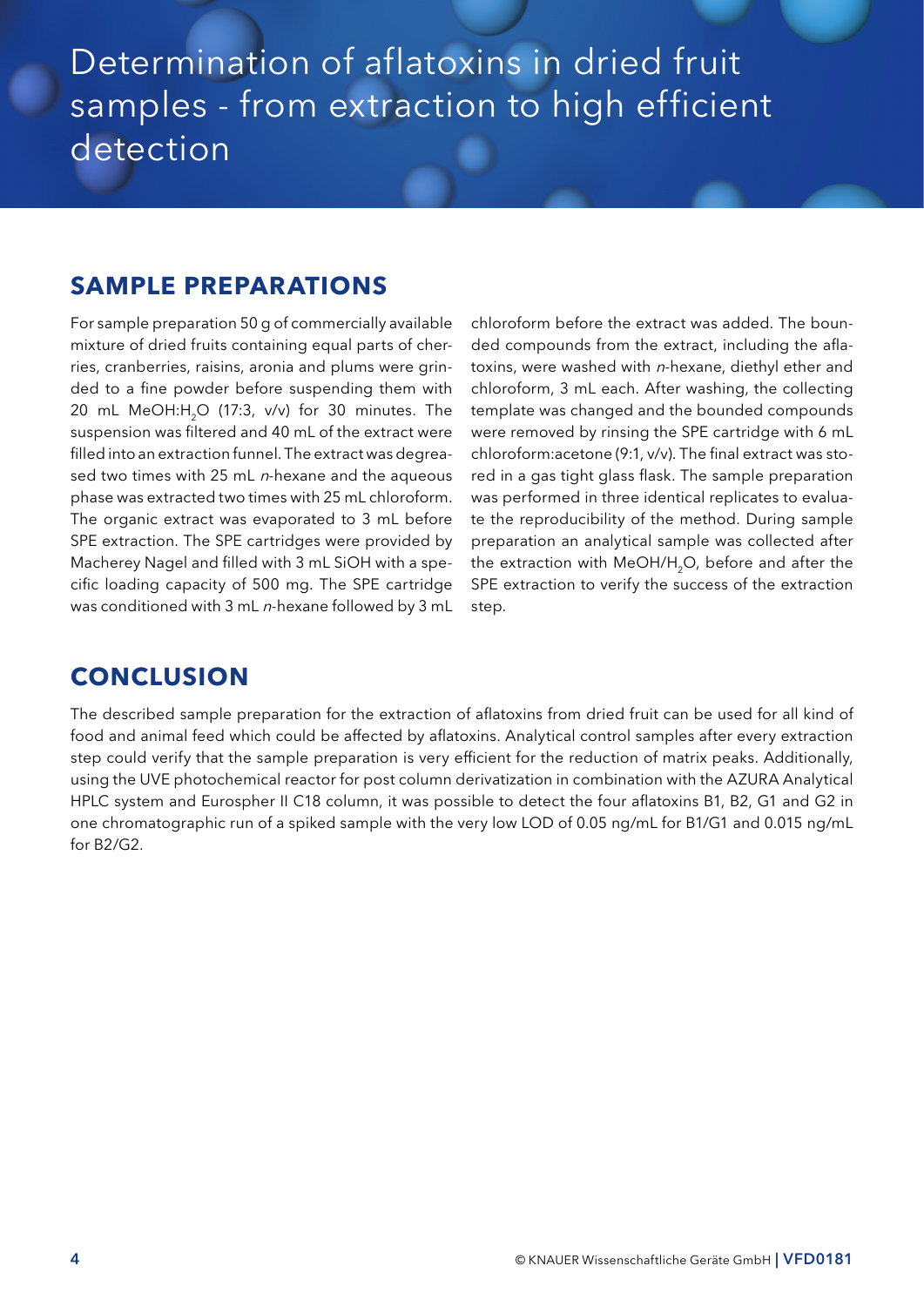# Determination of aflatoxins in dried fruit samples - from extraction to high efficient detection

## SAMPLE PREPARATIONS

For sample preparation 50 g of commercially available mixture of dried fruits containing equal parts of cherries, cranberries, raisins, aronia and plums were grinded to a fine powder before suspending them with 20 mL MeOH:$H_2O$ (17:3, v/v) for 30 minutes. The suspension was filtered and 40 mL of the extract were filled into an extraction funnel. The extract was degreased two times with 25 mL *n*-hexane and the aqueous phase was extracted two times with 25 mL chloroform. The organic extract was evaporated to 3 mL before SPE extraction. The SPE cartridges were provided by Macherey Nagel and filled with 3 mL SiOH with a specific loading capacity of 500 mg. The SPE cartridge was conditioned with 3 mL *n*-hexane followed by 3 mL chloroform before the extract was added. The bounded compounds from the extract, including the aflatoxins, were washed with *n*-hexane, diethyl ether and chloroform, 3 mL each. After washing, the collecting template was changed and the bounded compounds were removed by rinsing the SPE cartridge with 6 mL chloroform:acetone (9:1, v/v). The final extract was stored in a gas tight glass flask. The sample preparation was performed in three identical replicates to evaluate the reproducibility of the method. During sample preparation an analytical sample was collected after the extraction with MeOH/$H_2O$, before and after the SPE extraction to verify the success of the extraction step.

## CONCLUSION

The described sample preparation for the extraction of aflatoxins from dried fruit can be used for all kind of food and animal feed which could be affected by aflatoxins. Analytical control samples after every extraction step could verify that the sample preparation is very efficient for the reduction of matrix peaks. Additionally, using the UVE photochemical reactor for post column derivatization in combination with the AZURA Analytical HPLC system and Eurospher II C18 column, it was possible to detect the four aflatoxins B1, B2, G1 and G2 in one chromatographic run of a spiked sample with the very low LOD of 0.05 ng/mL for B1/G1 and 0.015 ng/mL for B2/G2.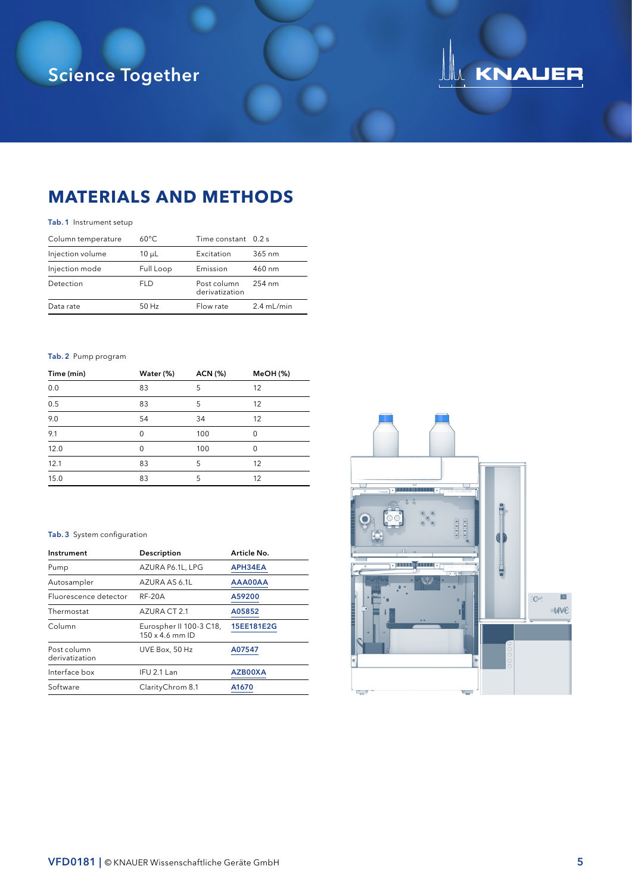## MATERIALS AND METHODS

**Tab. 1** Instrument setup

| Column temperature | 60°C | Time constant | 0.2 s |
|---|---|---|---|
| Injection volume | 10 µL | Excitation | 365 nm |
| Injection mode | Full Loop | Emission | 460 nm |
| Detection | FLD | Post column derivatization | 254 nm |
| Data rate | 50 Hz | Flow rate | 2.4 mL/min |

**Tab. 2** Pump program

| Time (min) | Water (%) | ACN (%) | MeOH (%) |
|---|---|---|---|
| 0.0 | 83 | 5 | 12 |
| 0.5 | 83 | 5 | 12 |
| 9.0 | 54 | 34 | 12 |
| 9.1 | 0 | 100 | 0 |
| 12.0 | 0 | 100 | 0 |
| 12.1 | 83 | 5 | 12 |
| 15.0 | 83 | 5 | 12 |

**Tab. 3** System configuration

| Instrument | Description | Article No. |
|---|---|---|
| Pump | AZURA P6.1L, LPG | APH34EA |
| Autosampler | AZURA AS 6.1L | AAA00AA |
| Fluorescence detector | RF-20A | A59200 |
| Thermostat | AZURA CT 2.1 | A05852 |
| Column | Eurospher II 100-3 C18, 150 x 4.6 mm ID | 15EE181E2G |
| Post column derivatization | UVE Box, 50 Hz | A07547 |
| Interface box | IFU 2.1 Lan | AZB00XA |
| Software | ClarityChrom 8.1 | A1670 |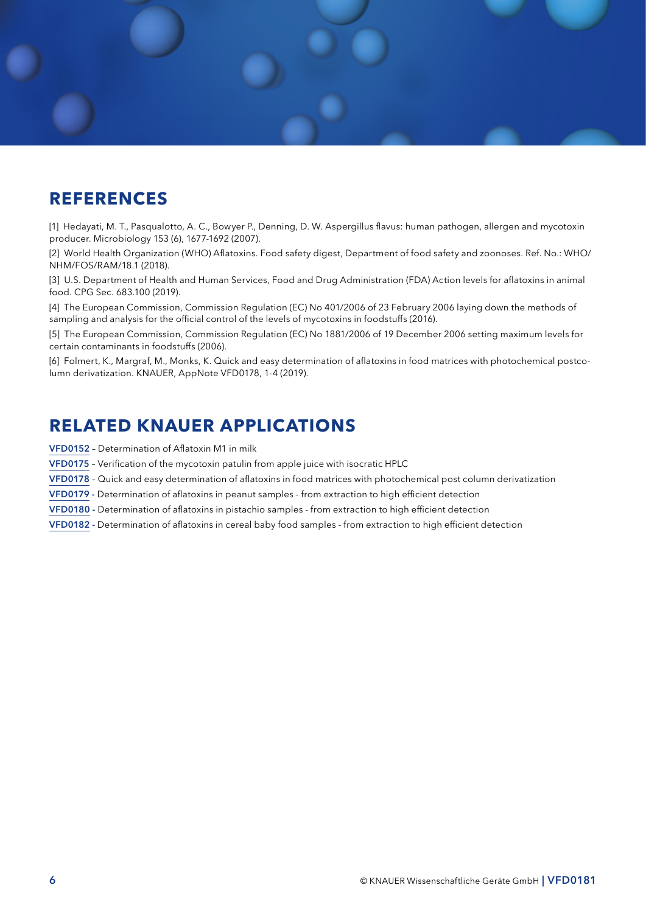## REFERENCES

[1] Hedayati, M. T., Pasqualotto, A. C., Bowyer P., Denning, D. W. Aspergillus flavus: human pathogen, allergen and mycotoxin producer. Microbiology 153 (6), 1677-1692 (2007).

[2] World Health Organization (WHO) Aflatoxins. Food safety digest, Department of food safety and zoonoses. Ref. No.: WHO/NHM/FOS/RAM/18.1 (2018).

[3] U.S. Department of Health and Human Services, Food and Drug Administration (FDA) Action levels for aflatoxins in animal food. CPG Sec. 683.100 (2019).

[4] The European Commission, Commission Regulation (EC) No 401/2006 of 23 February 2006 laying down the methods of sampling and analysis for the official control of the levels of mycotoxins in foodstuffs (2016).

[5] The European Commission, Commission Regulation (EC) No 1881/2006 of 19 December 2006 setting maximum levels for certain contaminants in foodstuffs (2006).

[6] Folmert, K., Margraf, M., Monks, K. Quick and easy determination of aflatoxins in food matrices with photochemical postcolumn derivatization. KNAUER, AppNote VFD0178, 1-4 (2019).

## RELATED KNAUER APPLICATIONS

VFD0152 – Determination of Aflatoxin M1 in milk

VFD0175 – Verification of the mycotoxin patulin from apple juice with isocratic HPLC

VFD0178 – Quick and easy determination of aflatoxins in food matrices with photochemical post column derivatization

VFD0179 - Determination of aflatoxins in peanut samples - from extraction to high efficient detection

VFD0180 - Determination of aflatoxins in pistachio samples - from extraction to high efficient detection

VFD0182 - Determination of aflatoxins in cereal baby food samples - from extraction to high efficient detection